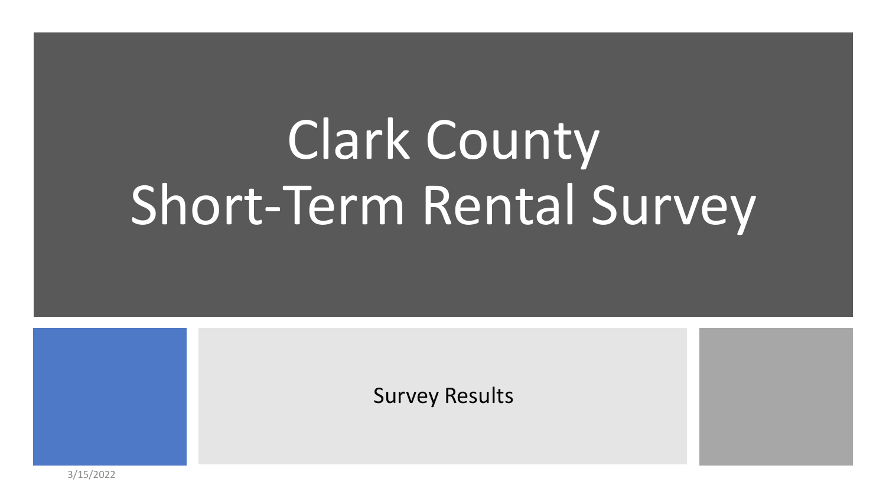# Clark County Short-Term Rental Survey

Survey Results

3/15/2022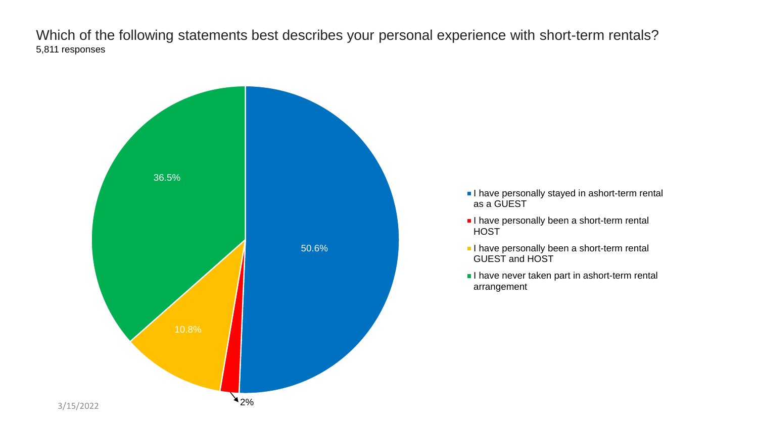## Which of the following statements best describes your personal experience with short-term rentals?

5,811 responses

| Response | Percentage |
| --- | --- |
| I have personally stayed in ashort-term rental as a GUEST | 50.6% |
| I have personally been a short-term rental HOST | 2% |
| I have personally been a short-term rental GUEST and HOST | 10.8% |
| I have never taken part in ashort-term rental arrangement | 36.5% |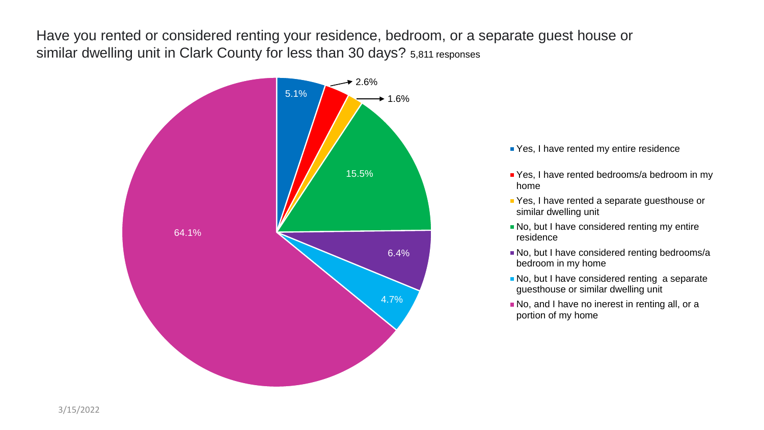# Have you rented or considered renting your residence, bedroom, or a separate guest house or similar dwelling unit in Clark County for less than 30 days? 5,811 responses

| Response | Percentage |
| --- | --- |
| Yes, I have rented my entire residence | 5.1% |
| Yes, I have rented bedrooms/a bedroom in my home | 2.6% |
| Yes, I have rented a separate guesthouse or similar dwelling unit | 1.6% |
| No, but I have considered renting my entire residence | 15.5% |
| No, but I have considered renting bedrooms/a bedroom in my home | 6.4% |
| No, but I have considered renting a separate guesthouse or similar dwelling unit | 4.7% |
| No, and I have no inerest in renting all, or a portion of my home | 64.1% |

3/15/2022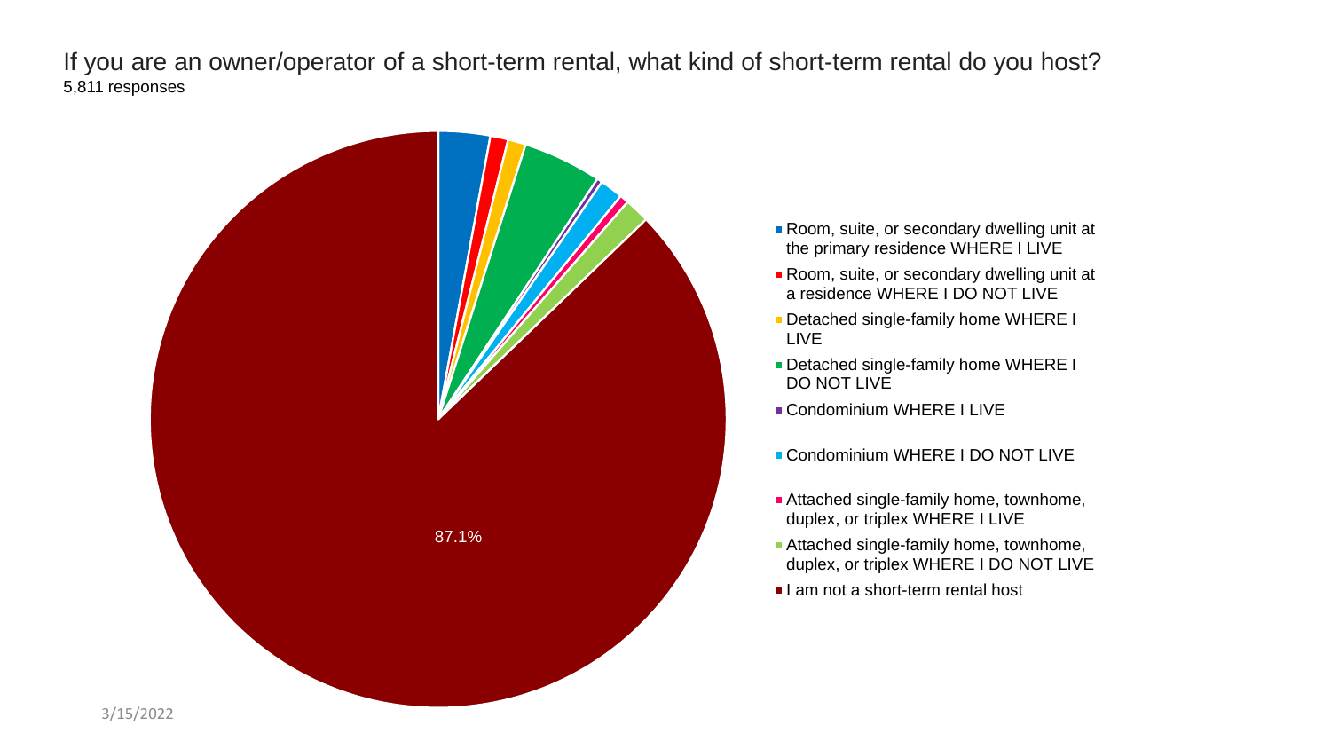If you are an owner/operator of a short-term rental, what kind of short-term rental do you host?

5,811 responses

87.1%

- Room, suite, or secondary dwelling unit at the primary residence WHERE I LIVE
- Room, suite, or secondary dwelling unit at a residence WHERE I DO NOT LIVE
- Detached single-family home WHERE I LIVE
- Detached single-family home WHERE I DO NOT LIVE
- Condominium WHERE I LIVE
- Condominium WHERE I DO NOT LIVE
- Attached single-family home, townhome, duplex, or triplex WHERE I LIVE
- Attached single-family home, townhome, duplex, or triplex WHERE I DO NOT LIVE
- I am not a short-term rental host

3/15/2022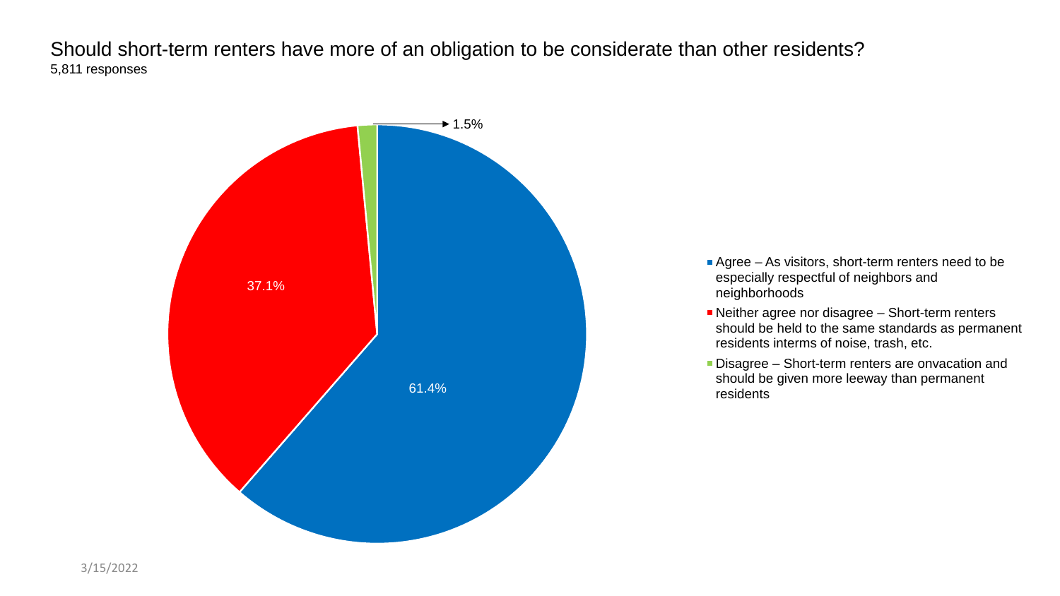# Should short-term renters have more of an obligation to be considerate than other residents?

5,811 responses

| Response | Percentage |
| --- | --- |
| Agree – As visitors, short-term renters need to be especially respectful of neighbors and neighborhoods | 61.4% |
| Neither agree nor disagree – Short-term renters should be held to the same standards as permanent residents interms of noise, trash, etc. | 37.1% |
| Disagree – Short-term renters are onvacation and should be given more leeway than permanent residents | 1.5% |

3/15/2022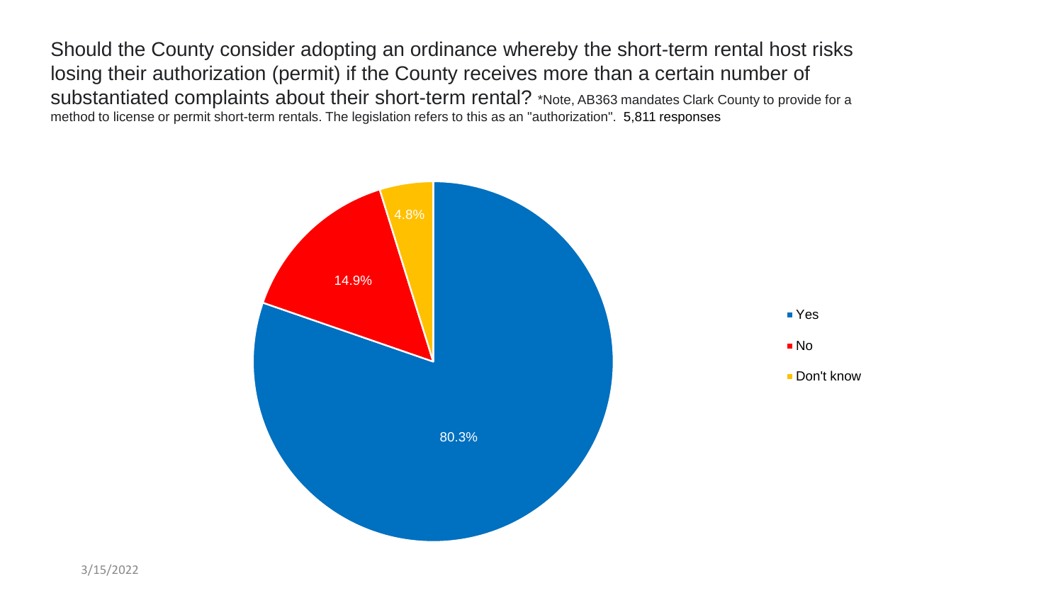Should the County consider adopting an ordinance whereby the short-term rental host risks losing their authorization (permit) if the County receives more than a certain number of substantiated complaints about their short-term rental? *Note, AB363 mandates Clark County to provide for a method to license or permit short-term rentals. The legislation refers to this as an "authorization". 5,811 responses

| Response | Percentage |
| --- | --- |
| Yes | 80.3% |
| No | 14.9% |
| Don't know | 4.8% |

3/15/2022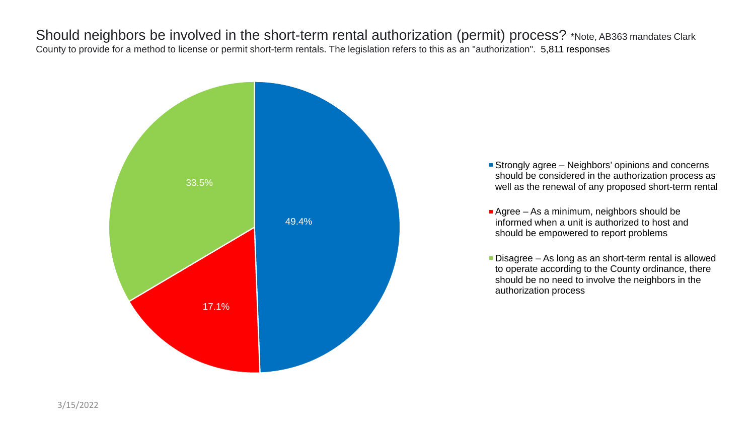# Should neighbors be involved in the short-term rental authorization (permit) process?

*Note, AB363 mandates Clark County to provide for a method to license or permit short-term rentals. The legislation refers to this as an "authorization". 5,811 responses

| Response | Percentage |
|---|---|
| Strongly agree – Neighbors' opinions and concerns should be considered in the authorization process as well as the renewal of any proposed short-term rental | 49.4% |
| Agree – As a minimum, neighbors should be informed when a unit is authorized to host and should be empowered to report problems | 17.1% |
| Disagree – As long as an short-term rental is allowed to operate according to the County ordinance, there should be no need to involve the neighbors in the authorization process | 33.5% |

3/15/2022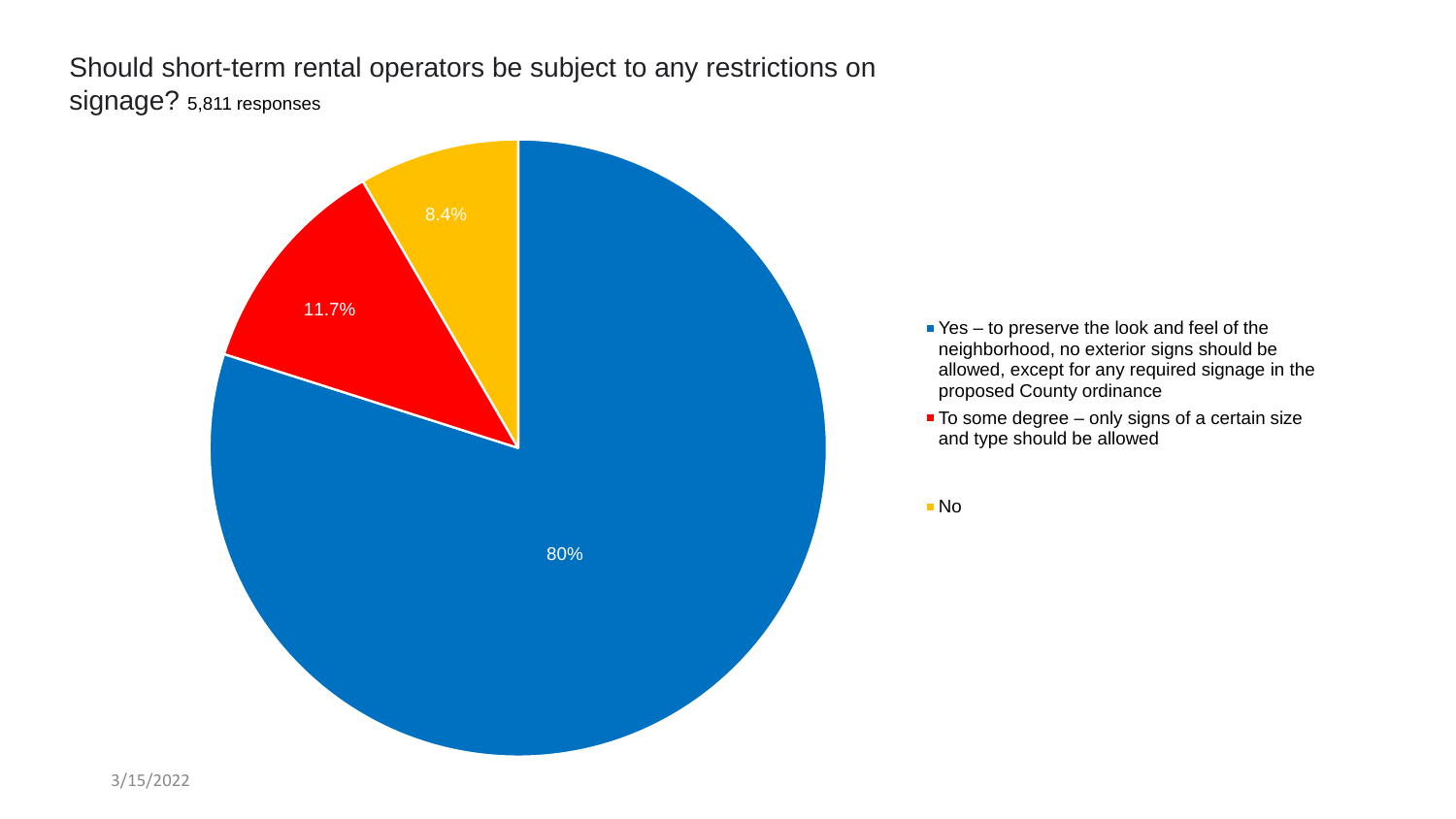## Should short-term rental operators be subject to any restrictions on signage? 5,811 responses

| Response | Percentage |
| --- | --- |
| Yes – to preserve the look and feel of the neighborhood, no exterior signs should be allowed, except for any required signage in the proposed County ordinance | 80% |
| To some degree – only signs of a certain size and type should be allowed | 11.7% |
| No | 8.4% |

3/15/2022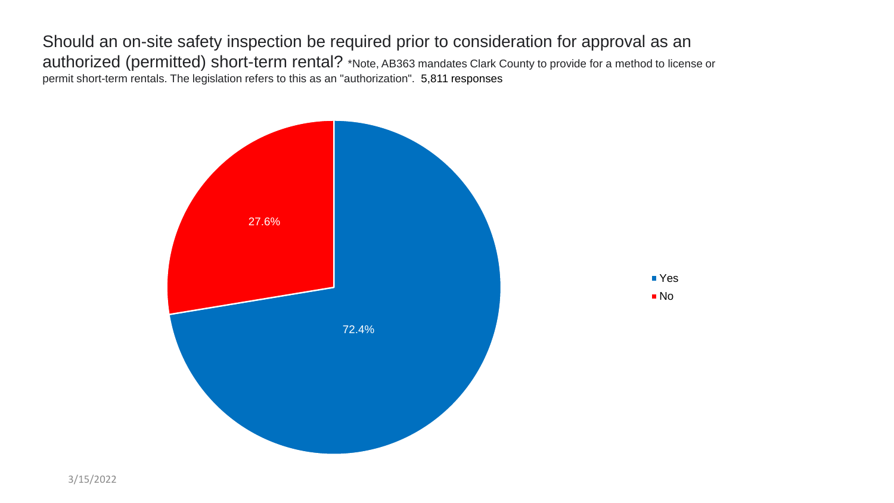Should an on-site safety inspection be required prior to consideration for approval as an authorized (permitted) short-term rental? *Note, AB363 mandates Clark County to provide for a method to license or permit short-term rentals. The legislation refers to this as an "authorization". 5,811 responses

| Response | Percentage |
| --- | --- |
| Yes | 72.4% |
| No | 27.6% |

3/15/2022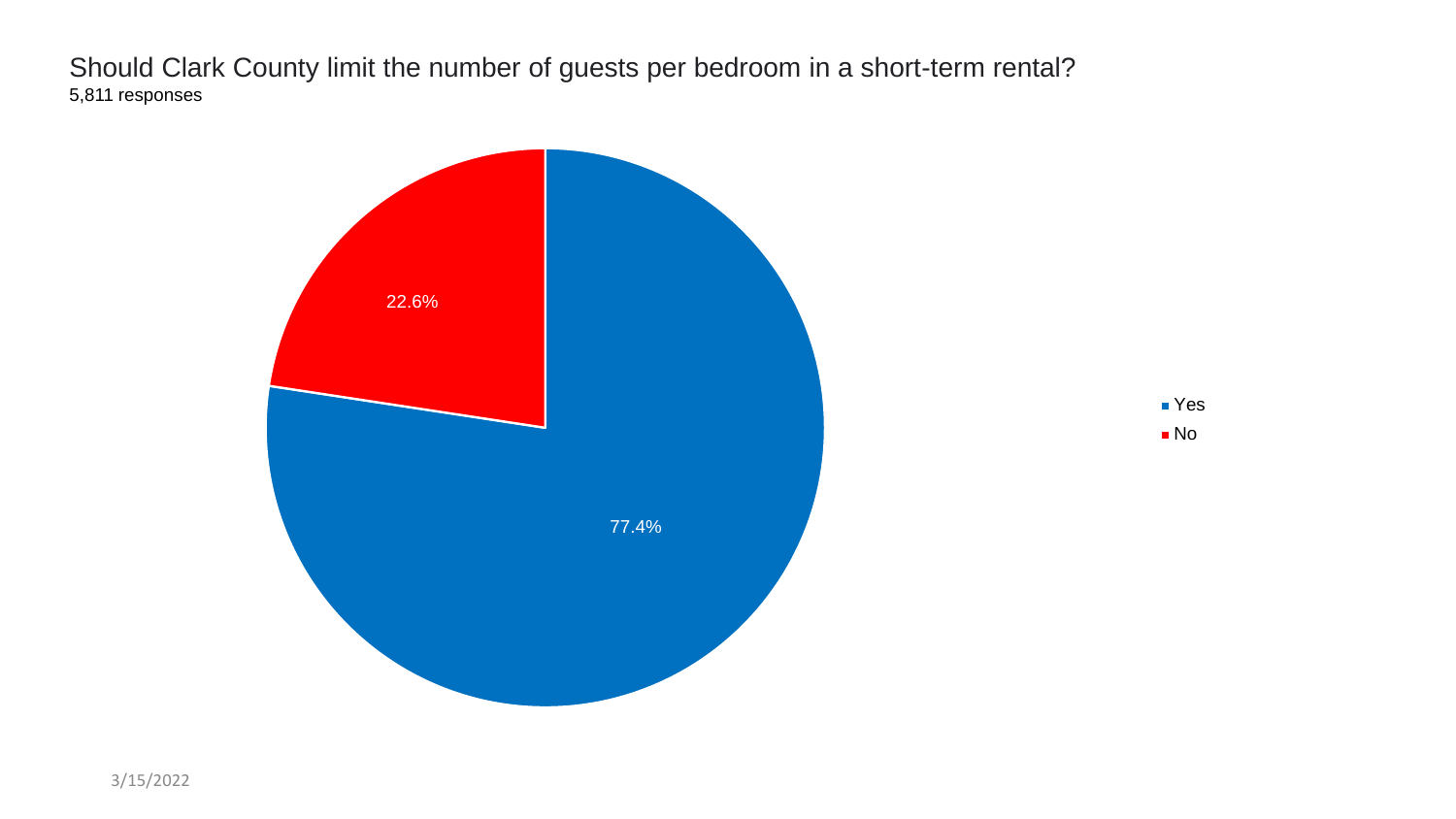Should Clark County limit the number of guests per bedroom in a short-term rental?

5,811 responses

| Response | Percentage |
| --- | --- |
| Yes | 77.4% |
| No | 22.6% |

3/15/2022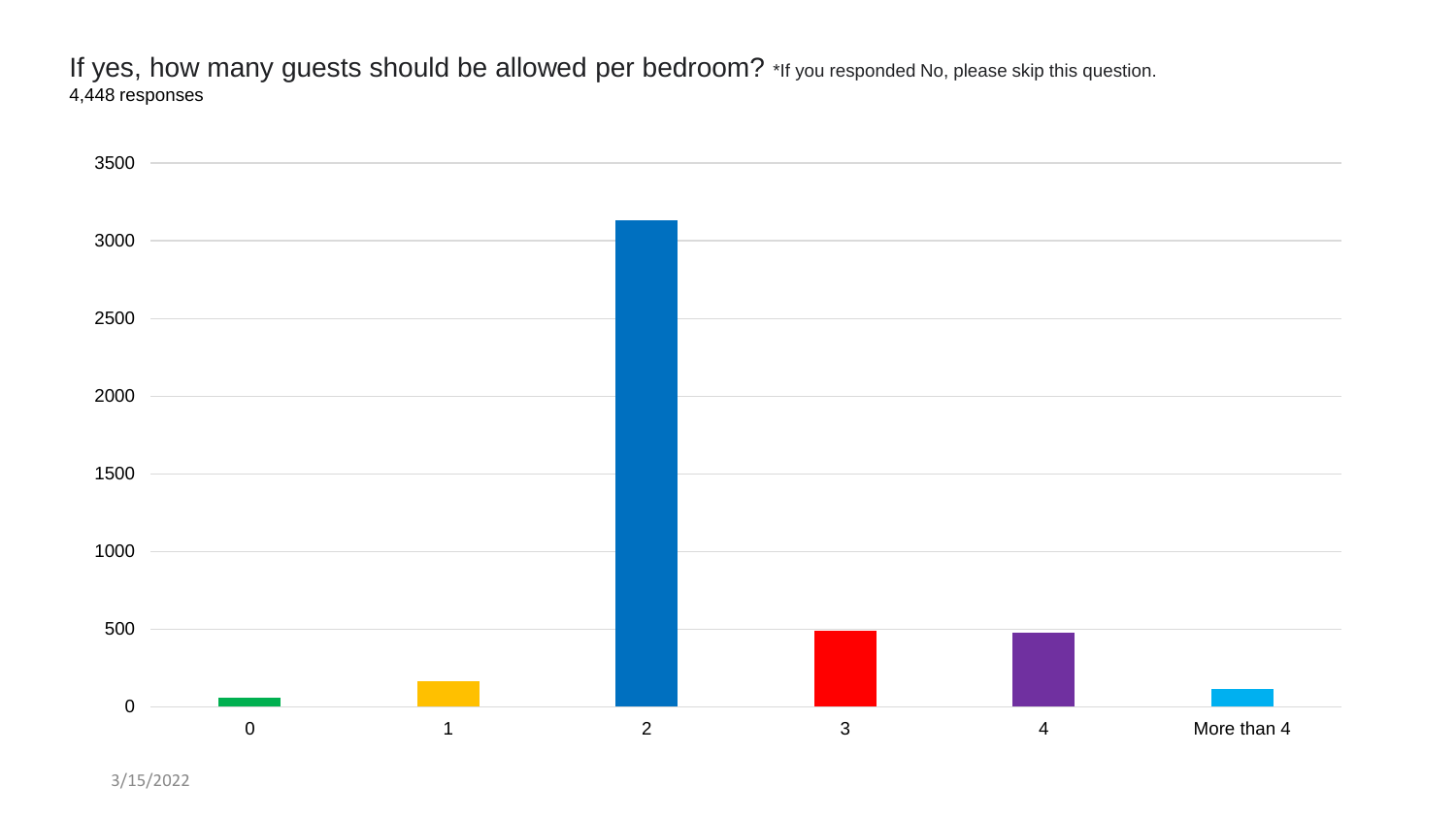If yes, how many guests should be allowed per bedroom? *If you responded No, please skip this question.

4,448 responses

3/15/2022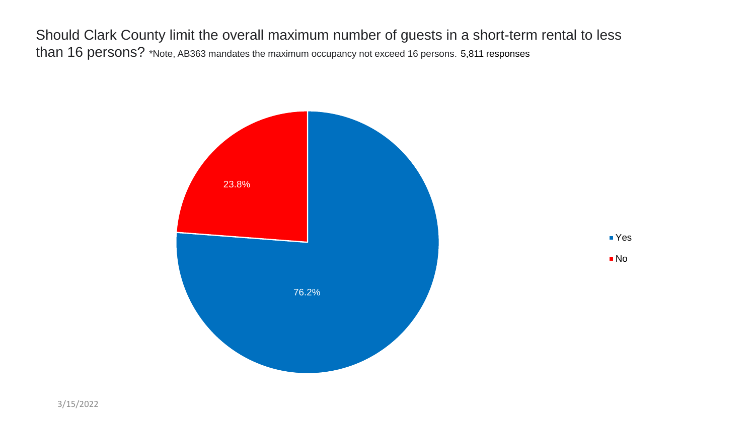Should Clark County limit the overall maximum number of guests in a short-term rental to less than 16 persons? *Note, AB363 mandates the maximum occupancy not exceed 16 persons. 5,811 responses

| Response | Percentage |
| --- | --- |
| Yes | 76.2% |
| No | 23.8% |

3/15/2022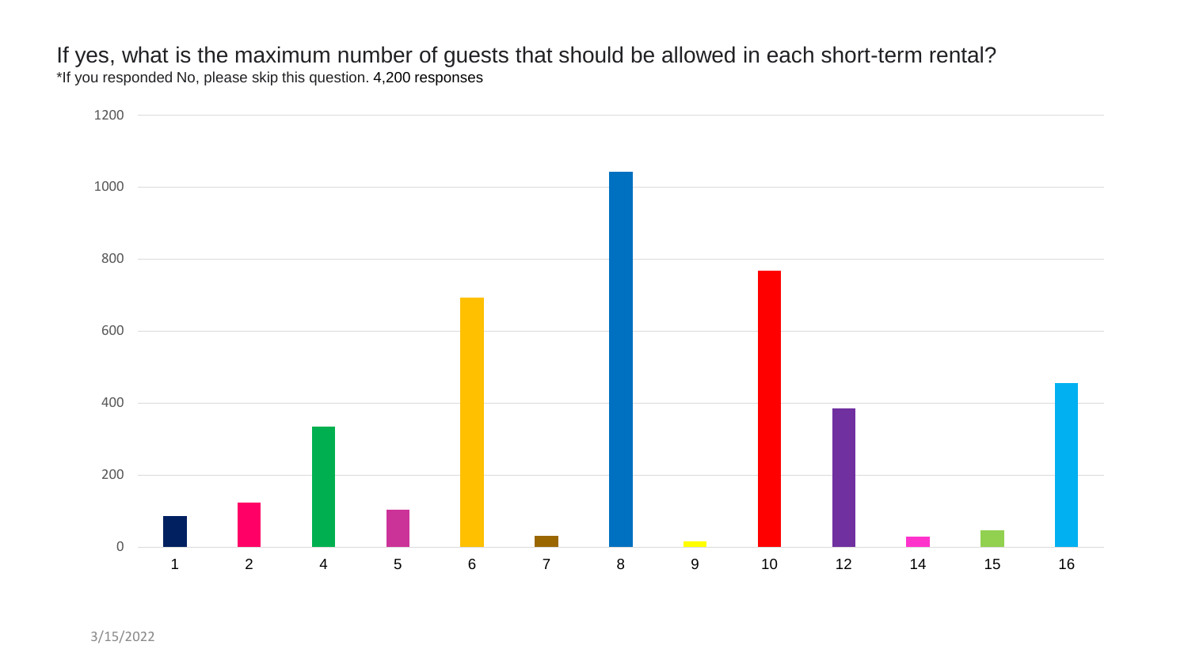# If yes, what is the maximum number of guests that should be allowed in each short-term rental?

*If you responded No, please skip this question. 4,200 responses

| Maximum number of guests | Approximate responses |
|---|---|
| 1 | 85 |
| 2 | 122 |
| 4 | 333 |
| 5 | 103 |
| 6 | 692 |
| 7 | 30 |
| 8 | 1042 |
| 9 | 15 |
| 10 | 766 |
| 12 | 385 |
| 14 | 28 |
| 15 | 45 |
| 16 | 455 |

*Response counts are approximate readings from a bar chart; no data labels appear on the original.*

3/15/2022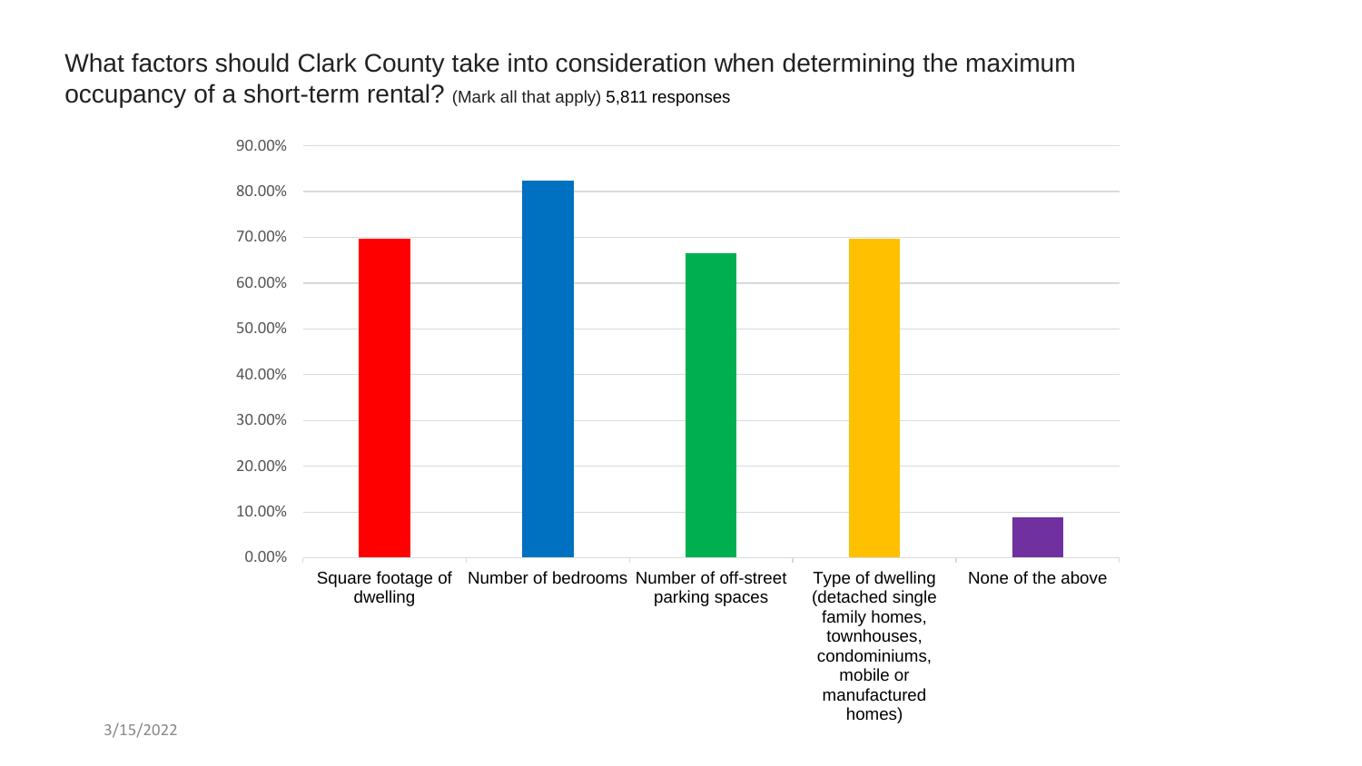# What factors should Clark County take into consideration when determining the maximum occupancy of a short-term rental? (Mark all that apply) 5,811 responses

| Factor | Approximate % |
| --- | --- |
| Square footage of dwelling | ~70% |
| Number of bedrooms | ~82% |
| Number of off-street parking spaces | ~66% |
| Type of dwelling (detached single family homes, townhouses, condominiums, mobile or manufactured homes) | ~70% |
| None of the above | ~9% |

3/15/2022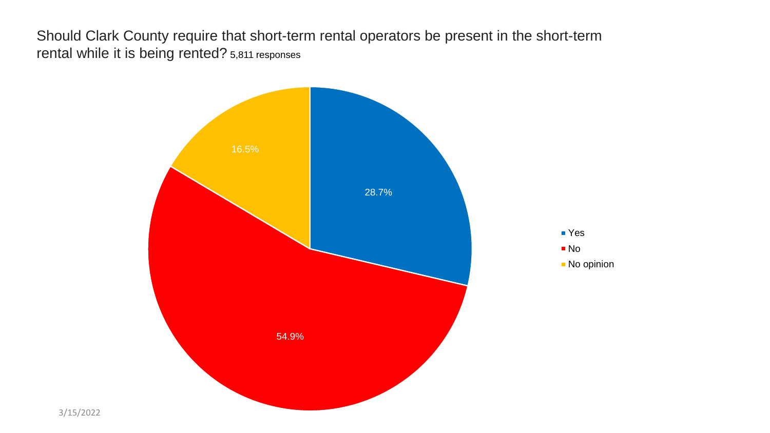Should Clark County require that short-term rental operators be present in the short-term rental while it is being rented? 5,811 responses

| Response | Percentage |
| --- | --- |
| Yes | 28.7% |
| No | 54.9% |
| No opinion | 16.5% |

3/15/2022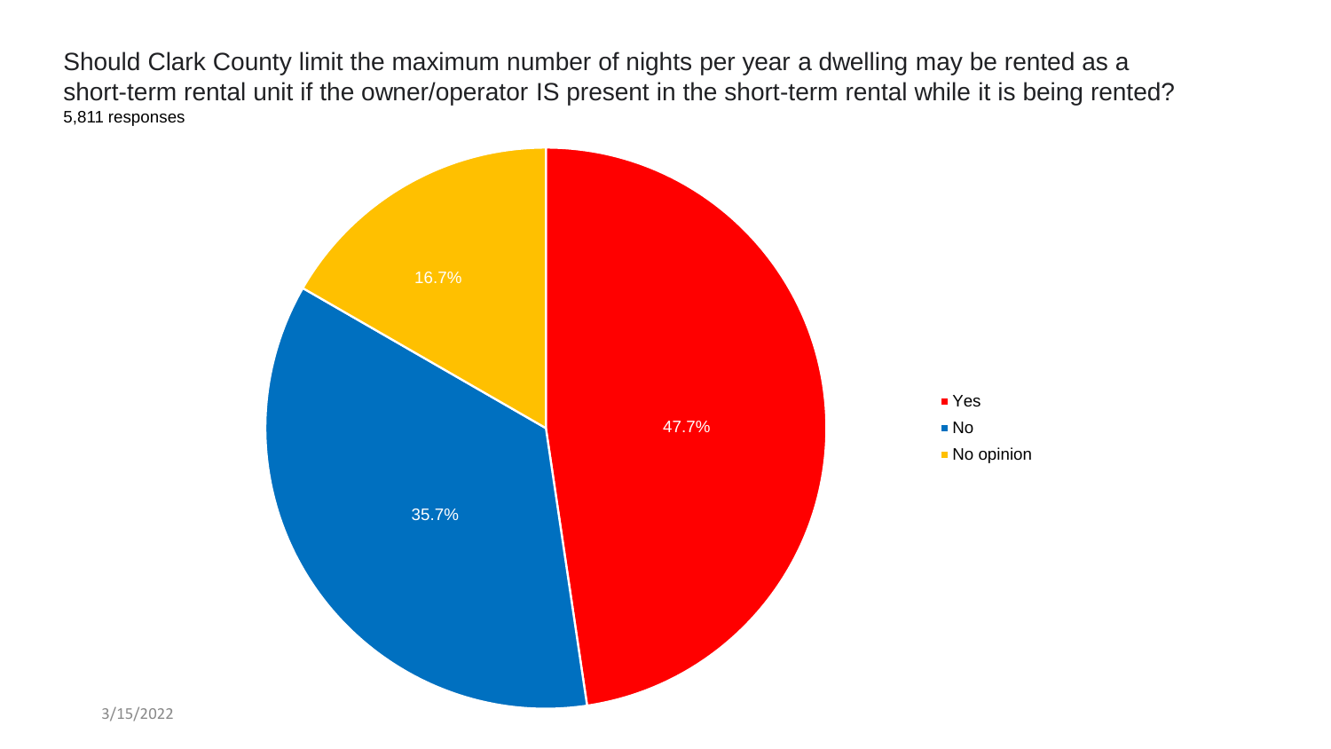Should Clark County limit the maximum number of nights per year a dwelling may be rented as a short-term rental unit if the owner/operator IS present in the short-term rental while it is being rented?

5,811 responses

| Response | Percentage |
| --- | --- |
| Yes | 47.7% |
| No | 35.7% |
| No opinion | 16.7% |

3/15/2022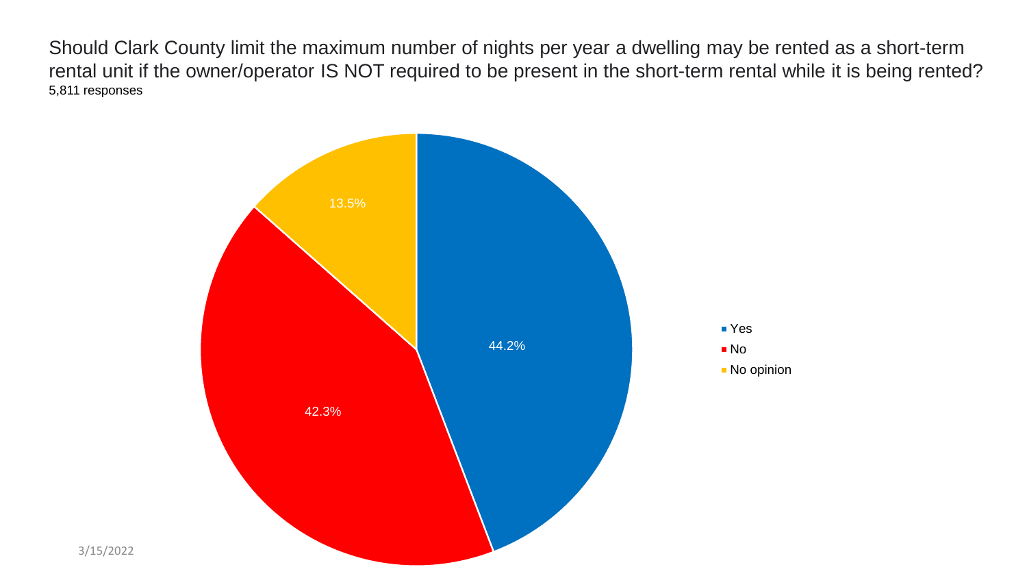Should Clark County limit the maximum number of nights per year a dwelling may be rented as a short-term rental unit if the owner/operator IS NOT required to be present in the short-term rental while it is being rented?

5,811 responses

| Response | Percentage |
|---|---|
| Yes | 44.2% |
| No | 42.3% |
| No opinion | 13.5% |

3/15/2022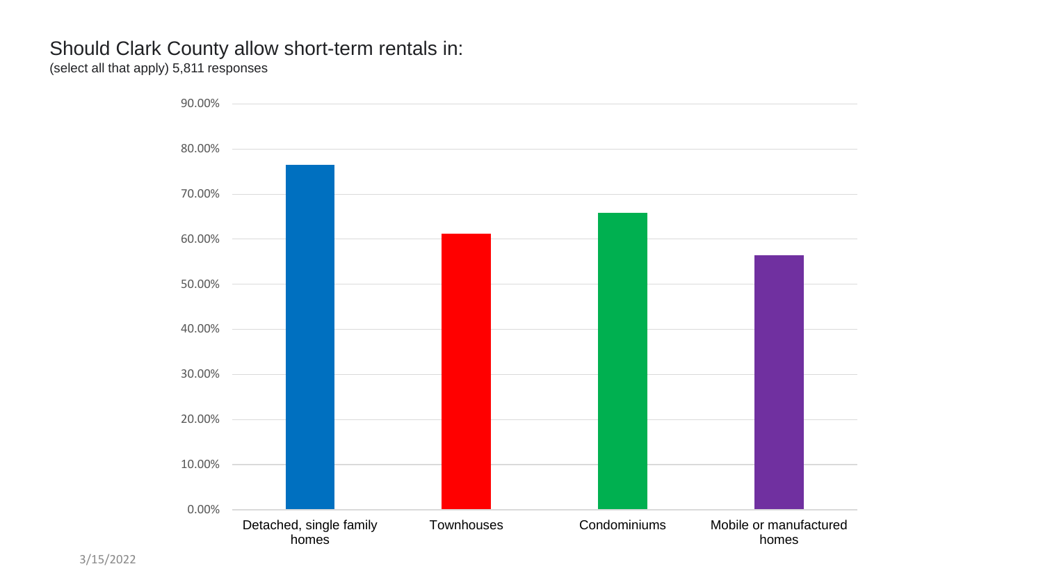# Should Clark County allow short-term rentals in:

(select all that apply) 5,811 responses

| Category | Percentage |
| --- | --- |
| Detached, single family homes | ~76.5% |
| Townhouses | ~61% |
| Condominiums | ~66% |
| Mobile or manufactured homes | ~56.5% |

3/15/2022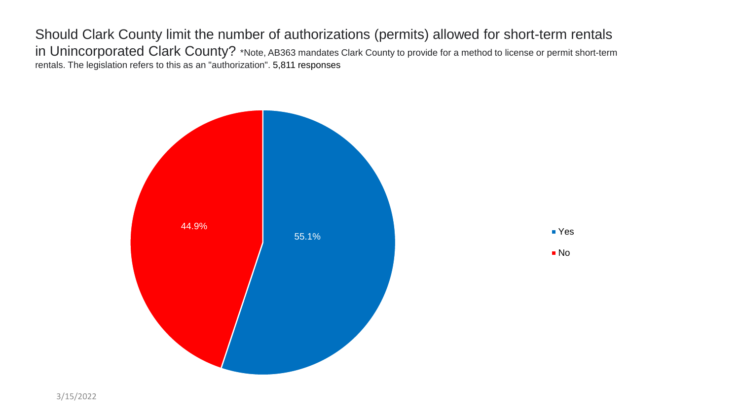Should Clark County limit the number of authorizations (permits) allowed for short-term rentals in Unincorporated Clark County? *Note, AB363 mandates Clark County to provide for a method to license or permit short-term rentals. The legislation refers to this as an "authorization". 5,811 responses

| Response | Percentage |
| --- | --- |
| Yes | 55.1% |
| No | 44.9% |

3/15/2022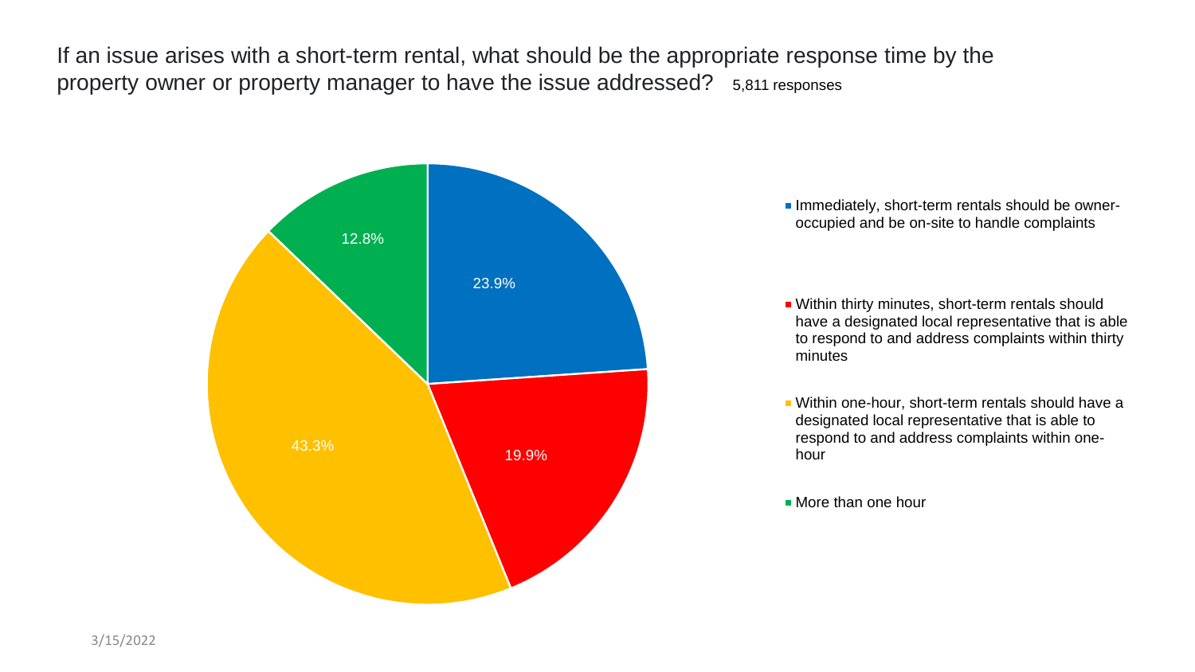## If an issue arises with a short-term rental, what should be the appropriate response time by the property owner or property manager to have the issue addressed? 5,811 responses

| Response | Percentage |
| --- | --- |
| Immediately, short-term rentals should be owner-occupied and be on-site to handle complaints | 23.9% |
| Within thirty minutes, short-term rentals should have a designated local representative that is able to respond to and address complaints within thirty minutes | 19.9% |
| Within one-hour, short-term rentals should have a designated local representative that is able to respond to and address complaints within one-hour | 43.3% |
| More than one hour | 12.8% |

3/15/2022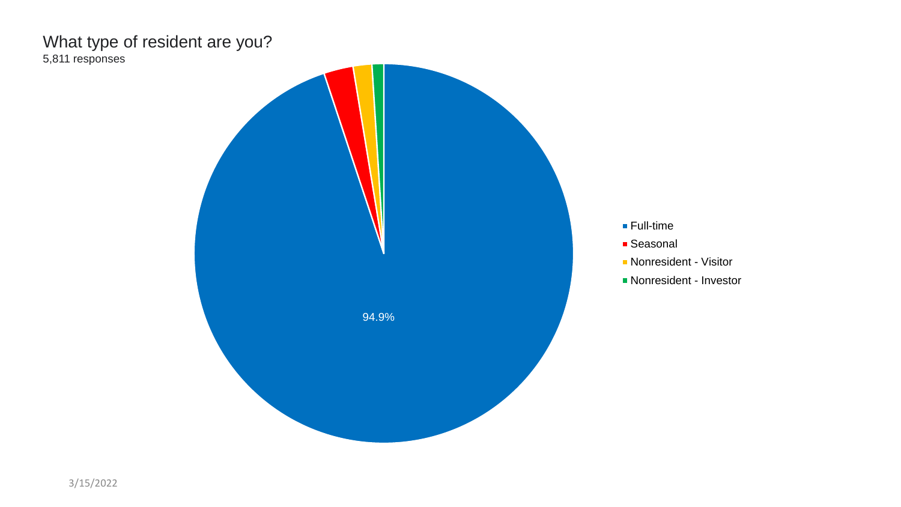## What type of resident are you?

5,811 responses

- Full-time
- Seasonal
- Nonresident - Visitor
- Nonresident - Investor

94.9%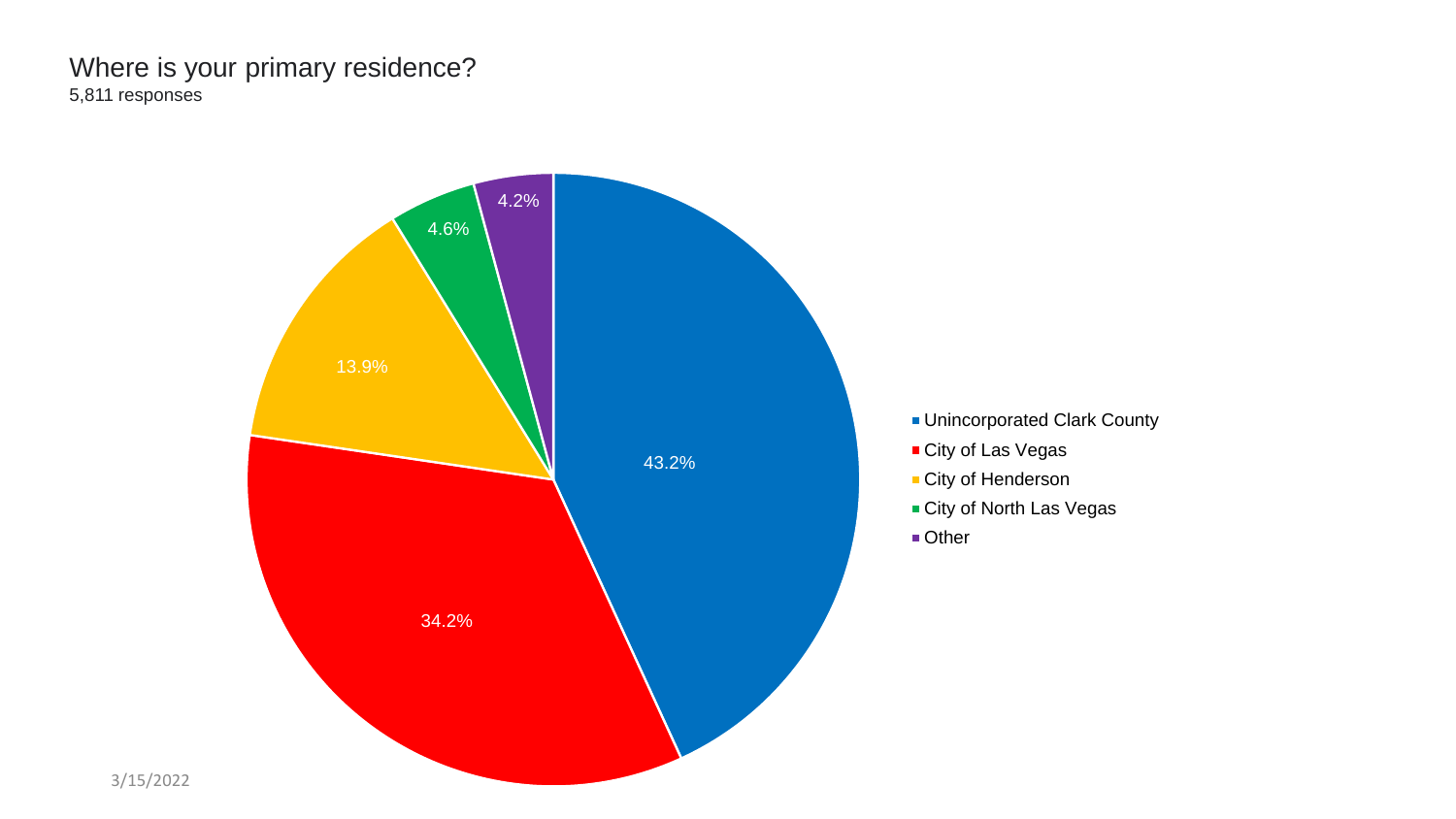# Where is your primary residence?

5,811 responses

| Response | Percentage |
| --- | --- |
| Unincorporated Clark County | 43.2% |
| City of Las Vegas | 34.2% |
| City of Henderson | 13.9% |
| City of North Las Vegas | 4.6% |
| Other | 4.2% |

3/15/2022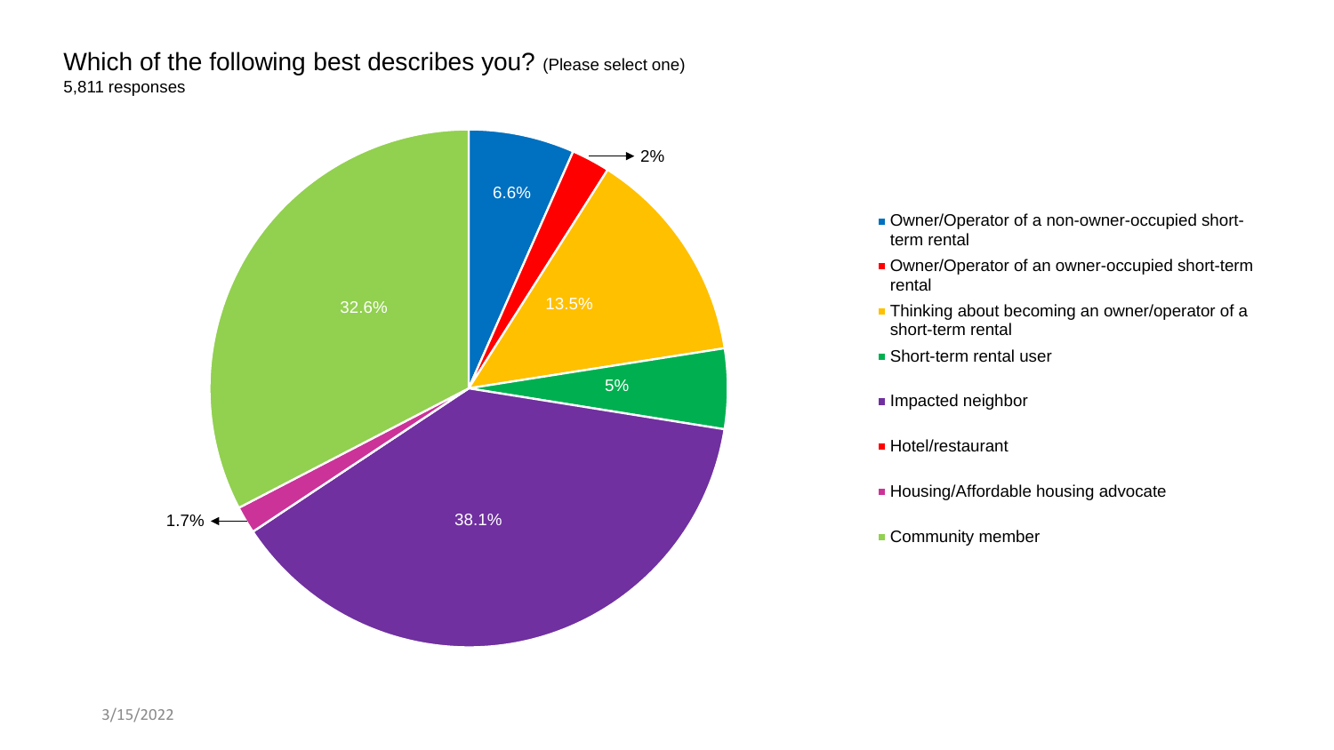## Which of the following best describes you? (Please select one)

5,811 responses

| Response | Percentage |
| --- | --- |
| Owner/Operator of a non-owner-occupied short-term rental | 6.6% |
| Owner/Operator of an owner-occupied short-term rental | 2% |
| Thinking about becoming an owner/operator of a short-term rental | 13.5% |
| Short-term rental user | 5% |
| Impacted neighbor | 38.1% |
| Hotel/restaurant | |
| Housing/Affordable housing advocate | 1.7% |
| Community member | 32.6% |

3/15/2022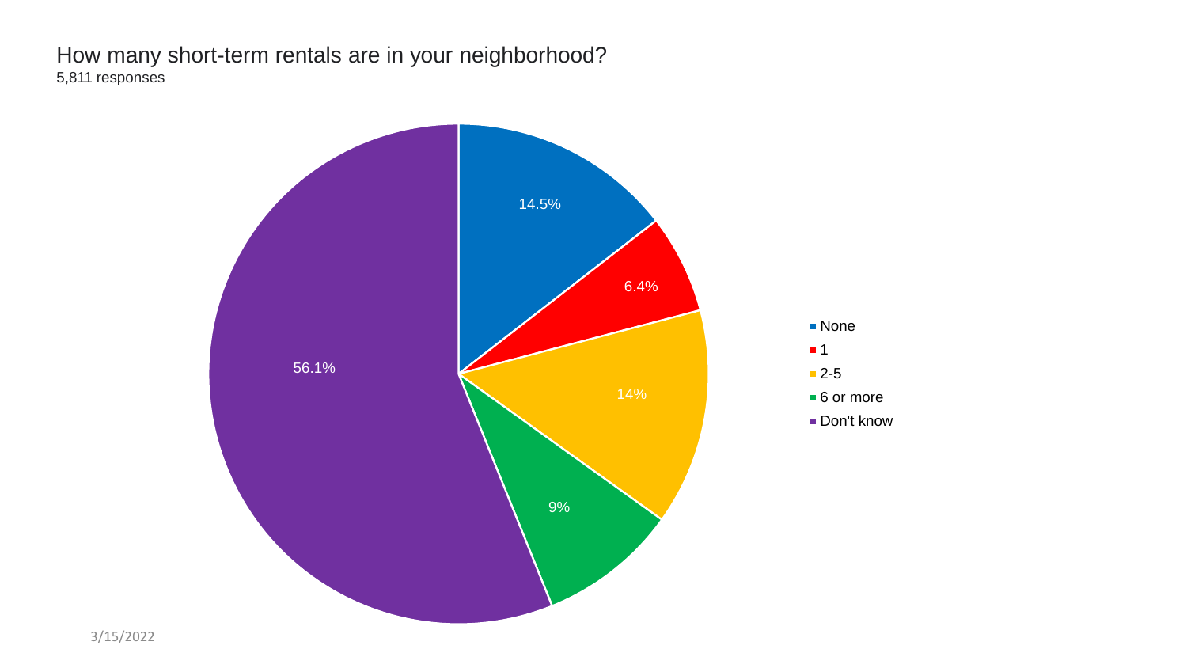## How many short-term rentals are in your neighborhood?

5,811 responses

| Response | Percentage |
| --- | --- |
| None | 14.5% |
| 1 | 6.4% |
| 2-5 | 14% |
| 6 or more | 9% |
| Don't know | 56.1% |

3/15/2022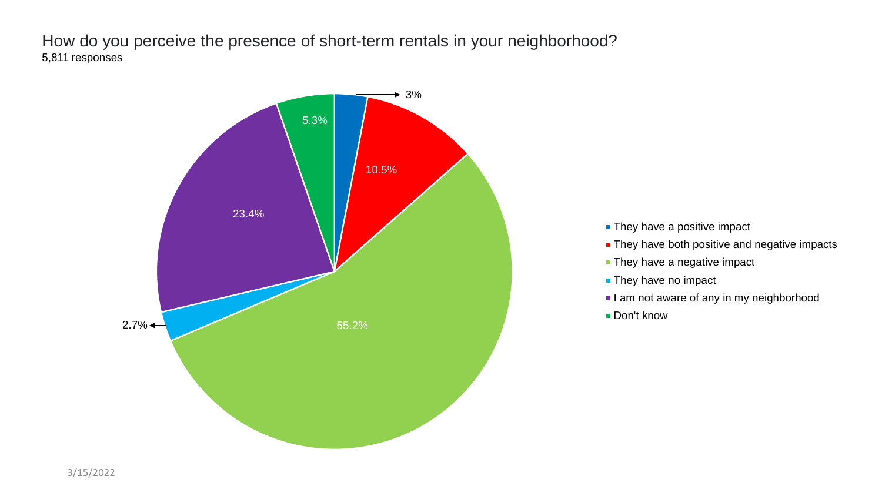## How do you perceive the presence of short-term rentals in your neighborhood?

5,811 responses

| Response | Percentage |
|---|---|
| They have a positive impact | 3% |
| They have both positive and negative impacts | 10.5% |
| They have a negative impact | 55.2% |
| They have no impact | 2.7% |
| I am not aware of any in my neighborhood | 23.4% |
| Don't know | 5.3% |

3/15/2022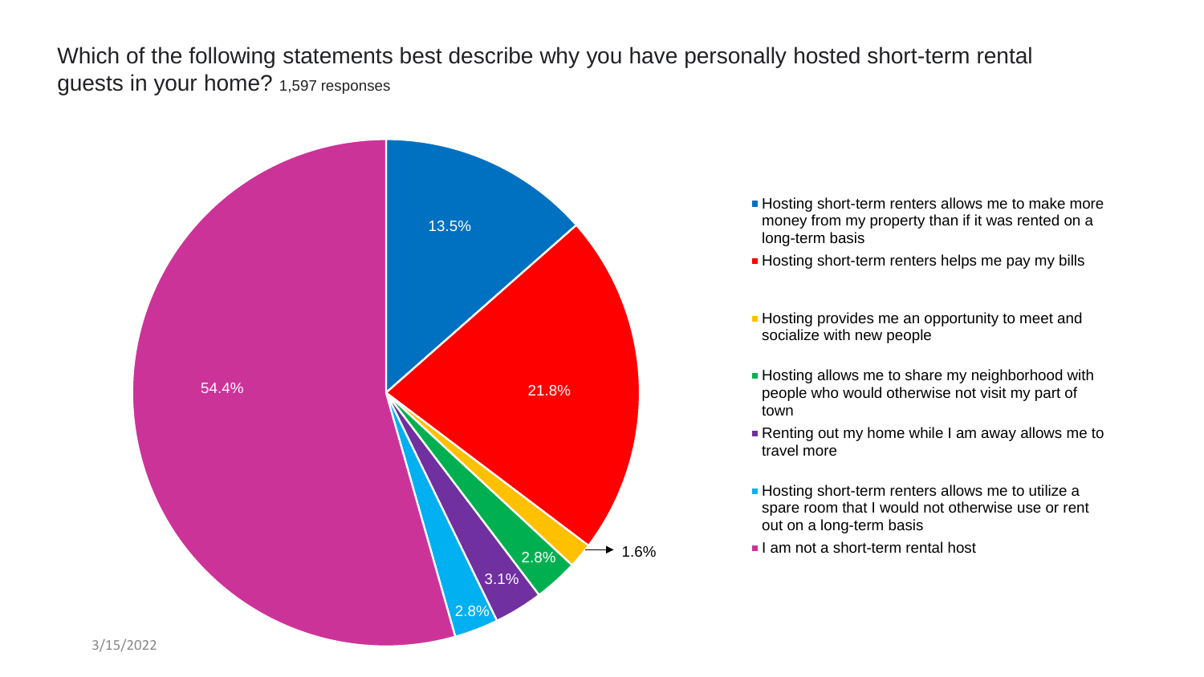Which of the following statements best describe why you have personally hosted short-term rental guests in your home? 1,597 responses

| Response | Percentage |
| --- | --- |
| Hosting short-term renters allows me to make more money from my property than if it was rented on a long-term basis | 13.5% |
| Hosting short-term renters helps me pay my bills | 21.8% |
| Hosting provides me an opportunity to meet and socialize with new people | 1.6% |
| Hosting allows me to share my neighborhood with people who would otherwise not visit my part of town | 2.8% |
| Renting out my home while I am away allows me to travel more | 3.1% |
| Hosting short-term renters allows me to utilize a spare room that I would not otherwise use or rent out on a long-term basis | 2.8% |
| I am not a short-term rental host | 54.4% |

3/15/2022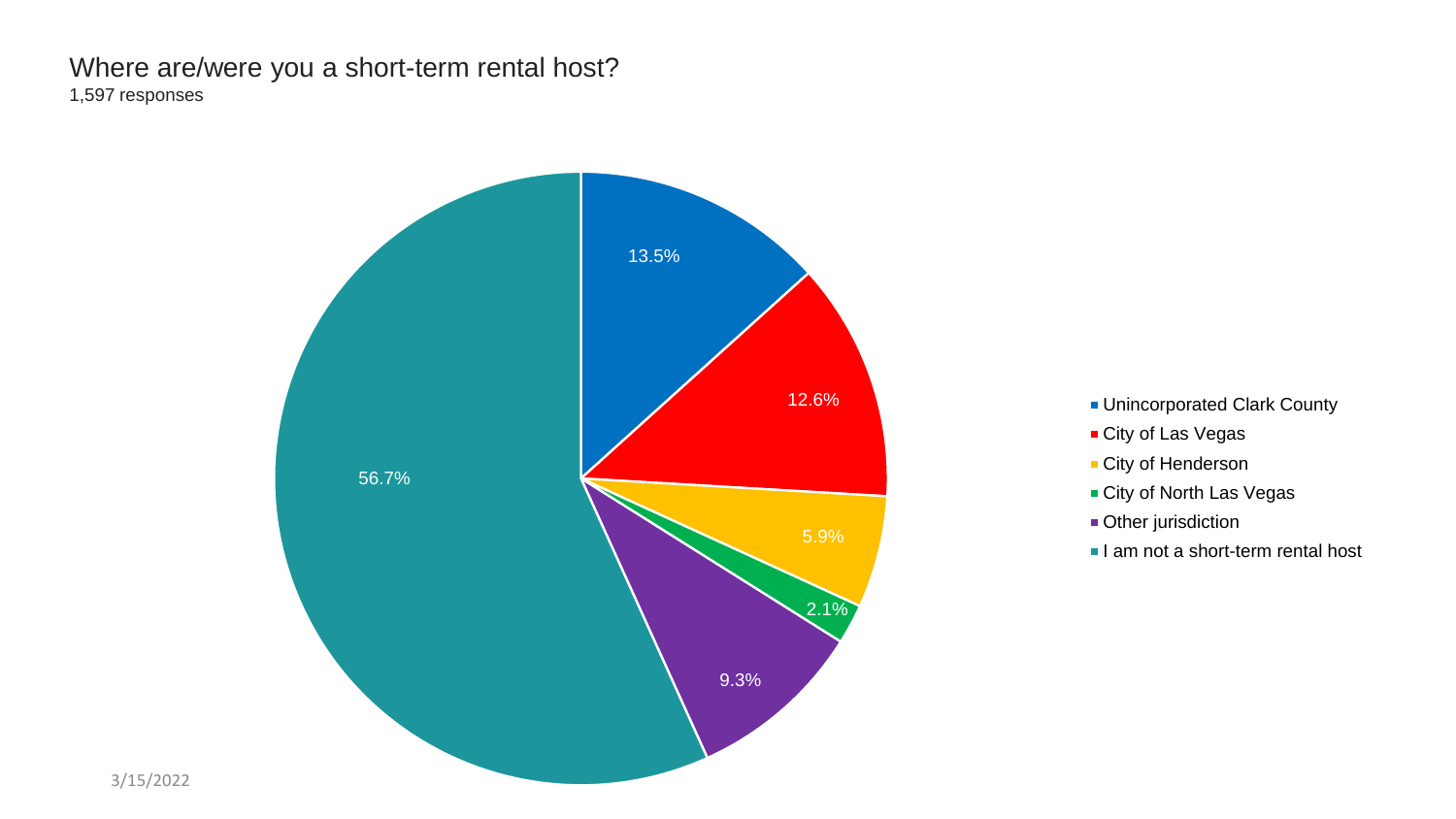# Where are/were you a short-term rental host?

1,597 responses

13.5%
12.6%
5.9%
2.1%
9.3%
56.7%

- Unincorporated Clark County
- City of Las Vegas
- City of Henderson
- City of North Las Vegas
- Other jurisdiction
- I am not a short-term rental host

3/15/2022